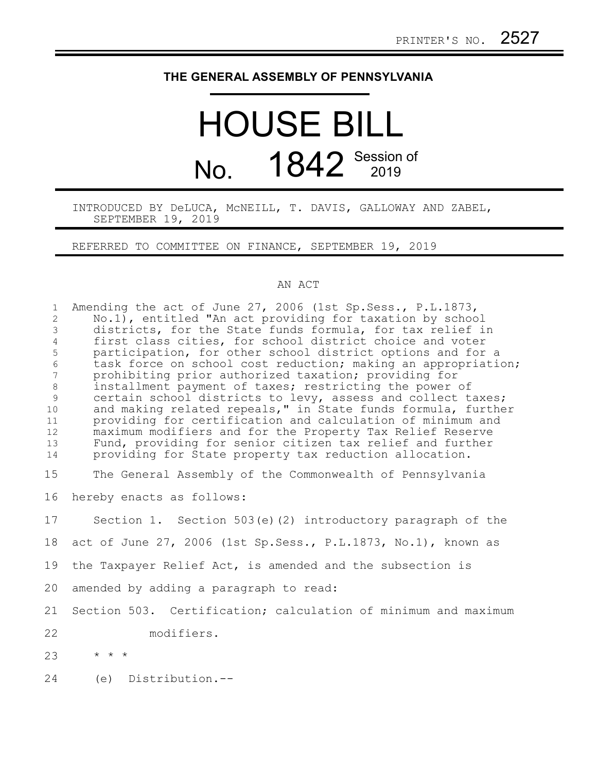PRINTER'S NO. 2527

# THE GENERAL ASSEMBLY OF PENNSYLVANIA

# HOUSE BILL No. 1842 Session of 2019

INTRODUCED BY DeLUCA, McNEILL, T. DAVIS, GALLOWAY AND ZABEL, SEPTEMBER 19, 2019

REFERRED TO COMMITTEE ON FINANCE, SEPTEMBER 19, 2019

## AN ACT

Amending the act of June 27, 2006 (1st Sp.Sess., P.L.1873, No.1), entitled "An act providing for taxation by school districts, for the State funds formula, for tax relief in first class cities, for school district choice and voter participation, for other school district options and for a task force on school cost reduction; making an appropriation; prohibiting prior authorized taxation; providing for installment payment of taxes; restricting the power of certain school districts to levy, assess and collect taxes; and making related repeals," in State funds formula, further providing for certification and calculation of minimum and maximum modifiers and for the Property Tax Relief Reserve Fund, providing for senior citizen tax relief and further providing for State property tax reduction allocation.

The General Assembly of the Commonwealth of Pennsylvania hereby enacts as follows:

Section 1. Section 503(e)(2) introductory paragraph of the act of June 27, 2006 (1st Sp.Sess., P.L.1873, No.1), known as the Taxpayer Relief Act, is amended and the subsection is amended by adding a paragraph to read:

Section 503. Certification; calculation of minimum and maximum modifiers.

* * *

(e) Distribution.--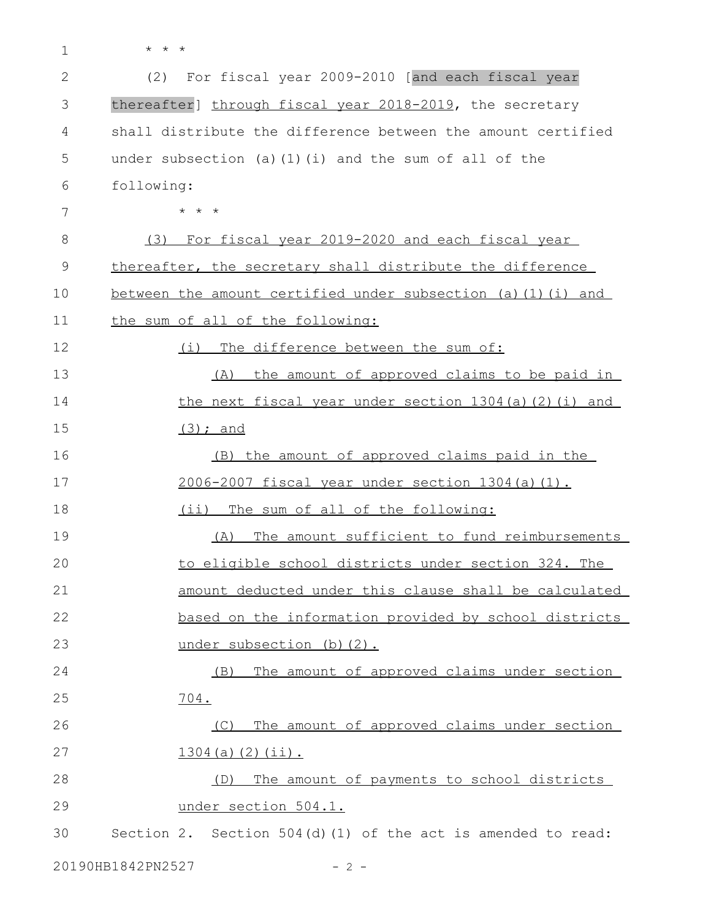\* \* \*

(2) For fiscal year 2009-2010 [and each fiscal year thereafter] through fiscal year 2018-2019, the secretary shall distribute the difference between the amount certified under subsection (a)(1)(i) and the sum of all of the following:

\* \* \*

(3) For fiscal year 2019-2020 and each fiscal year thereafter, the secretary shall distribute the difference between the amount certified under subsection (a)(1)(i) and the sum of all of the following:

(i) The difference between the sum of:

(A) the amount of approved claims to be paid in the next fiscal year under section 1304(a)(2)(i) and (3); and

(B) the amount of approved claims paid in the 2006-2007 fiscal year under section 1304(a)(1).

(ii) The sum of all of the following:

(A) The amount sufficient to fund reimbursements to eligible school districts under section 324. The amount deducted under this clause shall be calculated based on the information provided by school districts under subsection (b)(2).

(B) The amount of approved claims under section 704.

(C) The amount of approved claims under section 1304(a)(2)(ii).

(D) The amount of payments to school districts under section 504.1.

Section 2. Section 504(d)(1) of the act is amended to read: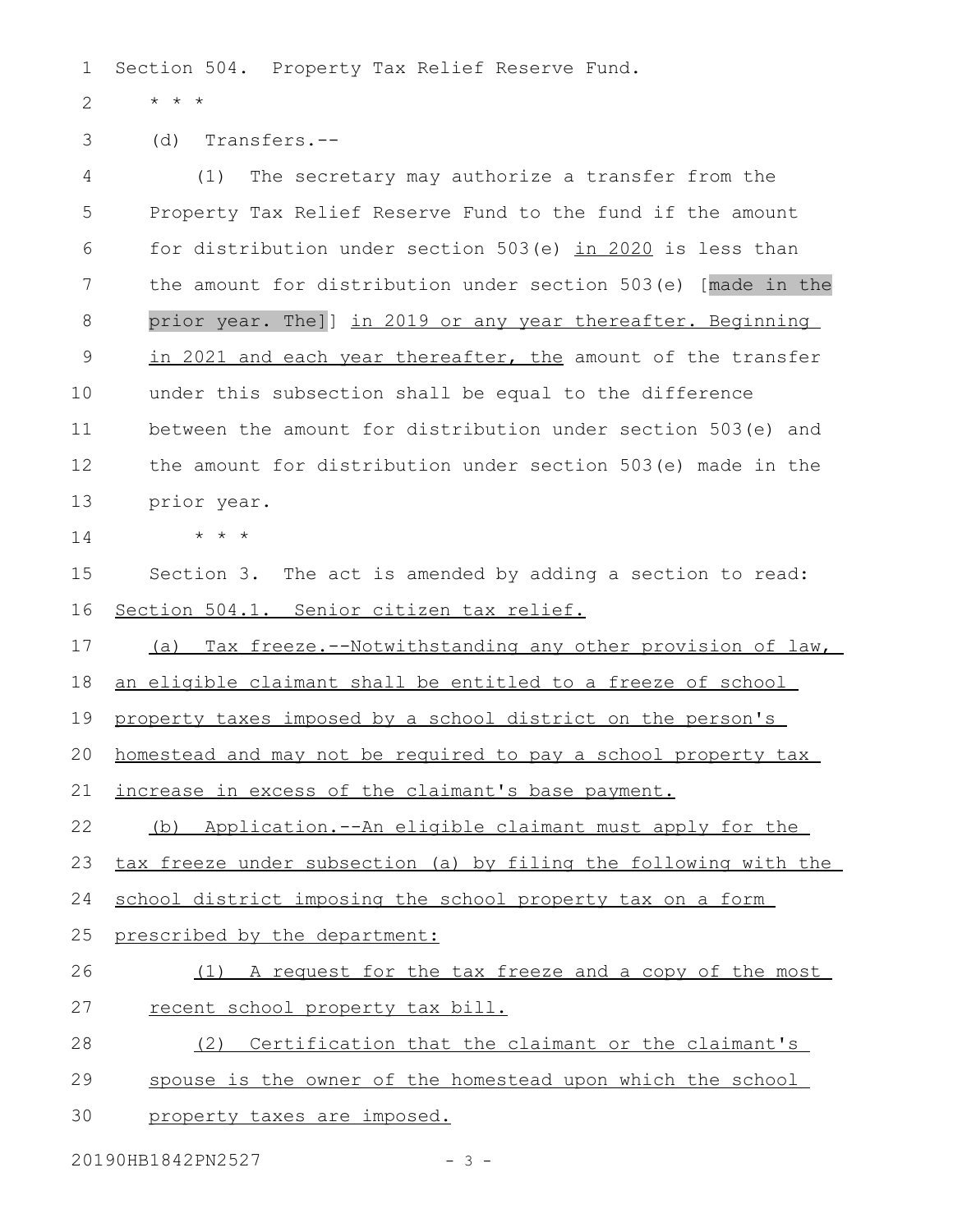Section 504. Property Tax Relief Reserve Fund.

* * *

(d) Transfers.--

(1) The secretary may authorize a transfer from the Property Tax Relief Reserve Fund to the fund if the amount for distribution under section 503(e) in 2020 is less than the amount for distribution under section 503(e) [made in the prior year. The]] in 2019 or any year thereafter. Beginning in 2021 and each year thereafter, the amount of the transfer under this subsection shall be equal to the difference between the amount for distribution under section 503(e) and the amount for distribution under section 503(e) made in the prior year.

* * *

Section 3. The act is amended by adding a section to read:

Section 504.1. Senior citizen tax relief.

(a) Tax freeze.--Notwithstanding any other provision of law, an eligible claimant shall be entitled to a freeze of school property taxes imposed by a school district on the person's homestead and may not be required to pay a school property tax increase in excess of the claimant's base payment.

(b) Application.--An eligible claimant must apply for the tax freeze under subsection (a) by filing the following with the school district imposing the school property tax on a form prescribed by the department:

(1) A request for the tax freeze and a copy of the most recent school property tax bill.

(2) Certification that the claimant or the claimant's spouse is the owner of the homestead upon which the school property taxes are imposed.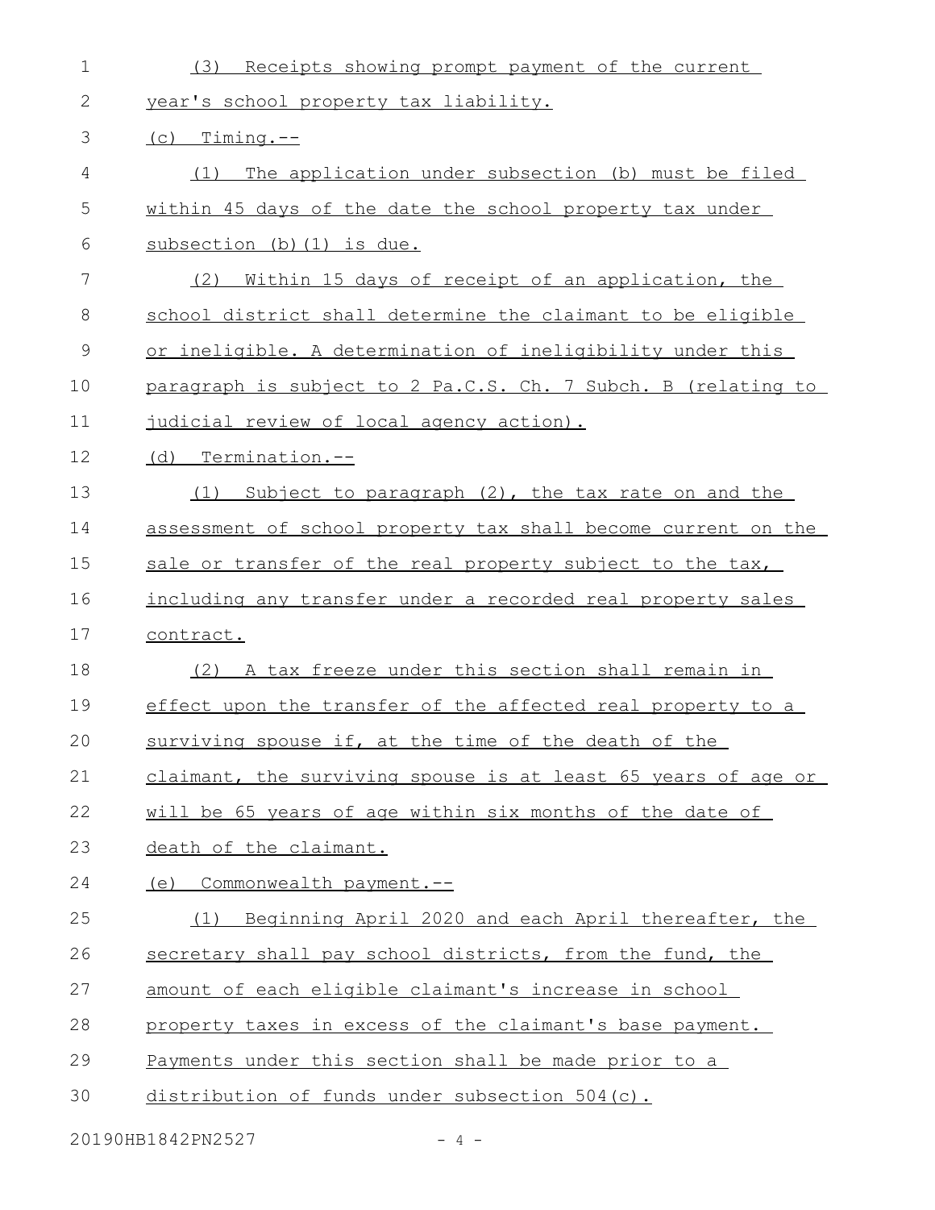(3) Receipts showing prompt payment of the current year's school property tax liability.

(c) Timing.--

(1) The application under subsection (b) must be filed within 45 days of the date the school property tax under subsection (b)(1) is due.

(2) Within 15 days of receipt of an application, the school district shall determine the claimant to be eligible or ineligible. A determination of ineligibility under this paragraph is subject to 2 Pa.C.S. Ch. 7 Subch. B (relating to judicial review of local agency action).

(d) Termination.--

(1) Subject to paragraph (2), the tax rate on and the assessment of school property tax shall become current on the sale or transfer of the real property subject to the tax, including any transfer under a recorded real property sales contract.

(2) A tax freeze under this section shall remain in effect upon the transfer of the affected real property to a surviving spouse if, at the time of the death of the claimant, the surviving spouse is at least 65 years of age or will be 65 years of age within six months of the date of death of the claimant.

(e) Commonwealth payment.--

(1) Beginning April 2020 and each April thereafter, the secretary shall pay school districts, from the fund, the amount of each eligible claimant's increase in school property taxes in excess of the claimant's base payment. Payments under this section shall be made prior to a distribution of funds under subsection 504(c).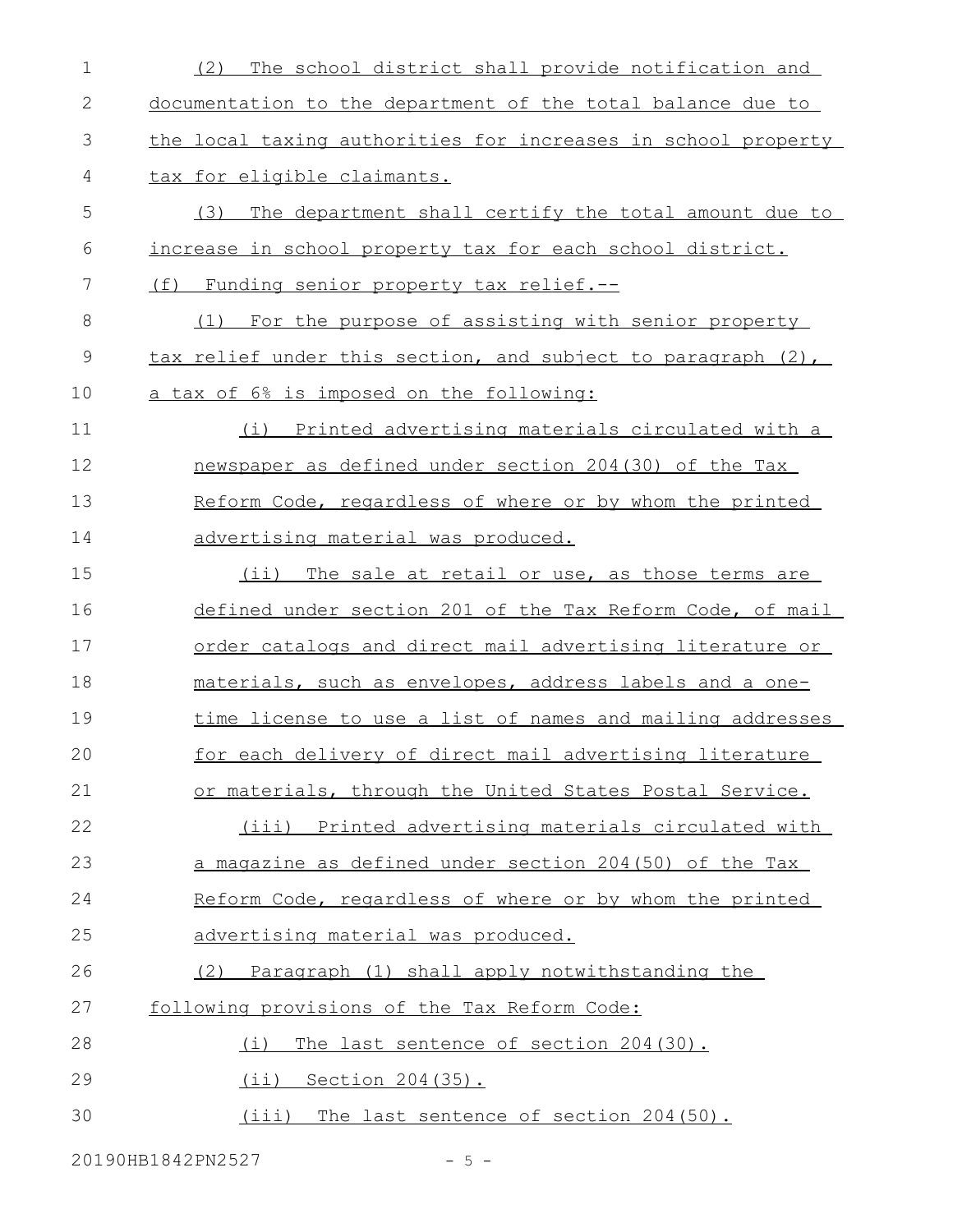(2) The school district shall provide notification and documentation to the department of the total balance due to the local taxing authorities for increases in school property tax for eligible claimants.

(3) The department shall certify the total amount due to increase in school property tax for each school district.

(f) Funding senior property tax relief.--

(1) For the purpose of assisting with senior property tax relief under this section, and subject to paragraph (2), a tax of 6% is imposed on the following:

(i) Printed advertising materials circulated with a newspaper as defined under section 204(30) of the Tax Reform Code, regardless of where or by whom the printed advertising material was produced.

(ii) The sale at retail or use, as those terms are defined under section 201 of the Tax Reform Code, of mail order catalogs and direct mail advertising literature or materials, such as envelopes, address labels and a one-time license to use a list of names and mailing addresses for each delivery of direct mail advertising literature or materials, through the United States Postal Service.

(iii) Printed advertising materials circulated with a magazine as defined under section 204(50) of the Tax Reform Code, regardless of where or by whom the printed advertising material was produced.

(2) Paragraph (1) shall apply notwithstanding the following provisions of the Tax Reform Code:

(i) The last sentence of section 204(30).

(ii) Section 204(35).

(iii) The last sentence of section 204(50).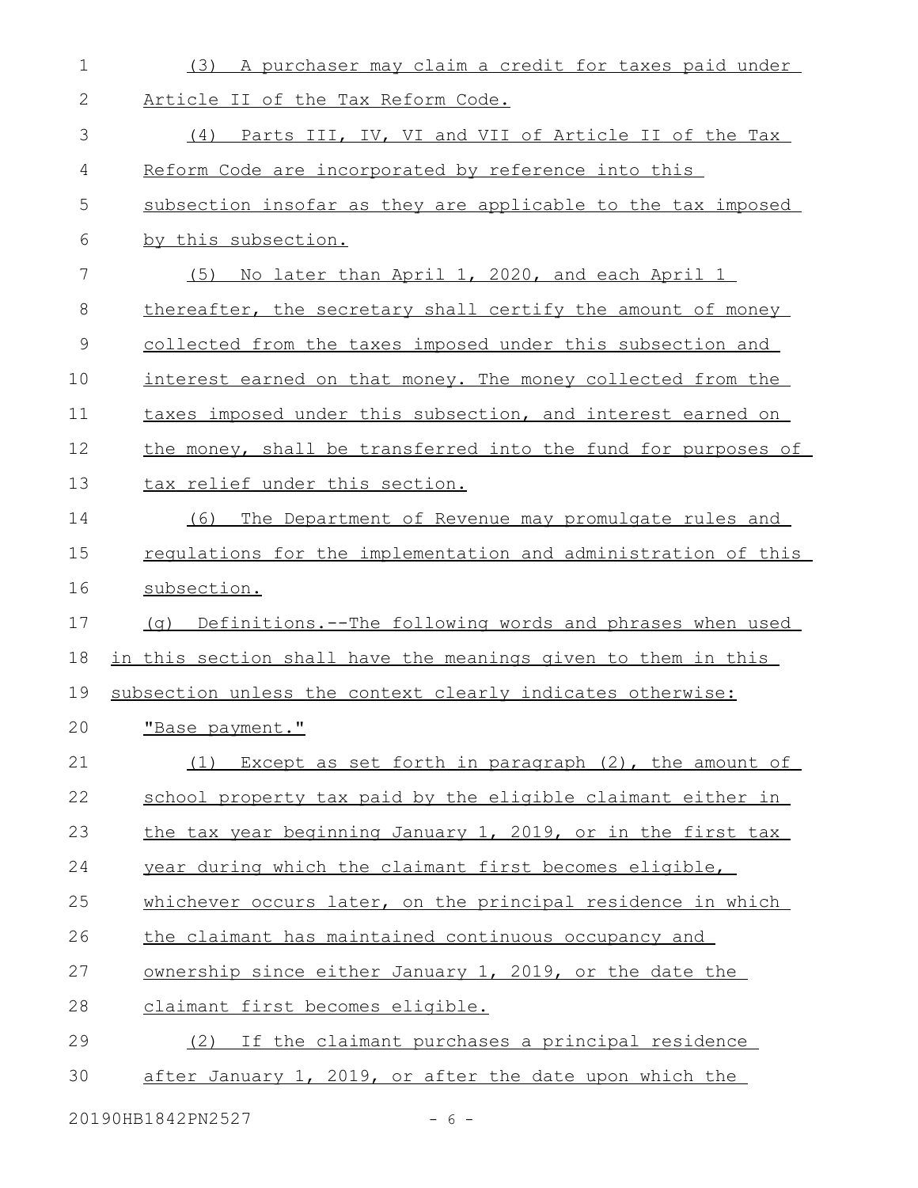(3) A purchaser may claim a credit for taxes paid under Article II of the Tax Reform Code.

(4) Parts III, IV, VI and VII of Article II of the Tax Reform Code are incorporated by reference into this subsection insofar as they are applicable to the tax imposed by this subsection.

(5) No later than April 1, 2020, and each April 1 thereafter, the secretary shall certify the amount of money collected from the taxes imposed under this subsection and interest earned on that money. The money collected from the taxes imposed under this subsection, and interest earned on the money, shall be transferred into the fund for purposes of tax relief under this section.

(6) The Department of Revenue may promulgate rules and regulations for the implementation and administration of this subsection.

(g) Definitions.--The following words and phrases when used in this section shall have the meanings given to them in this subsection unless the context clearly indicates otherwise:

"Base payment."

(1) Except as set forth in paragraph (2), the amount of school property tax paid by the eligible claimant either in the tax year beginning January 1, 2019, or in the first tax year during which the claimant first becomes eligible, whichever occurs later, on the principal residence in which the claimant has maintained continuous occupancy and ownership since either January 1, 2019, or the date the claimant first becomes eligible.

(2) If the claimant purchases a principal residence after January 1, 2019, or after the date upon which the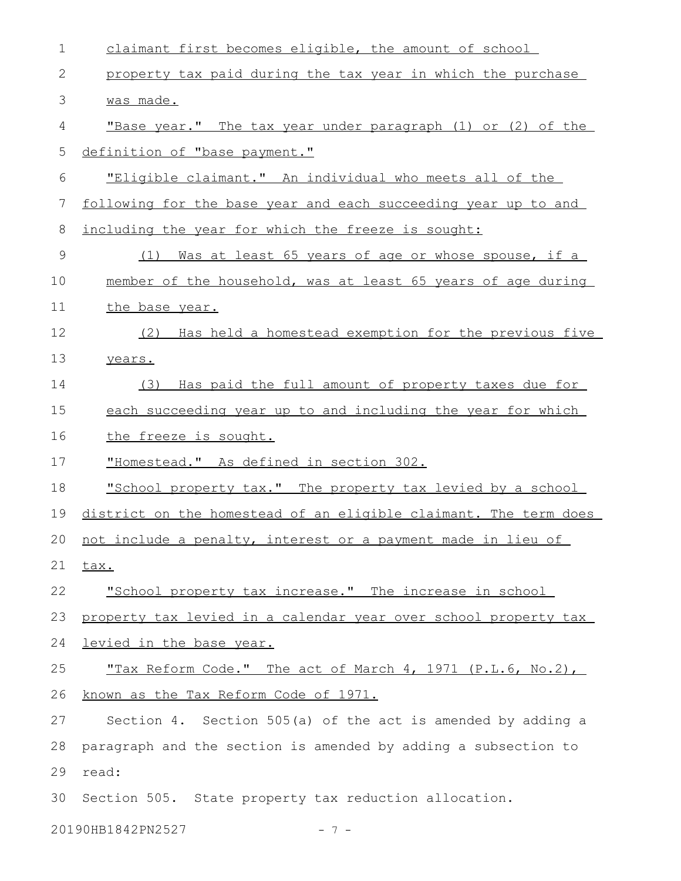claimant first becomes eligible, the amount of school property tax paid during the tax year in which the purchase was made.

"Base year." The tax year under paragraph (1) or (2) of the definition of "base payment."

"Eligible claimant." An individual who meets all of the following for the base year and each succeeding year up to and including the year for which the freeze is sought:

(1) Was at least 65 years of age or whose spouse, if a member of the household, was at least 65 years of age during the base year.

(2) Has held a homestead exemption for the previous five years.

(3) Has paid the full amount of property taxes due for each succeeding year up to and including the year for which the freeze is sought.

"Homestead." As defined in section 302.

"School property tax." The property tax levied by a school district on the homestead of an eligible claimant. The term does not include a penalty, interest or a payment made in lieu of tax.

"School property tax increase." The increase in school property tax levied in a calendar year over school property tax levied in the base year.

"Tax Reform Code." The act of March 4, 1971 (P.L.6, No.2), known as the Tax Reform Code of 1971.

Section 4. Section 505(a) of the act is amended by adding a paragraph and the section is amended by adding a subsection to read:

Section 505. State property tax reduction allocation.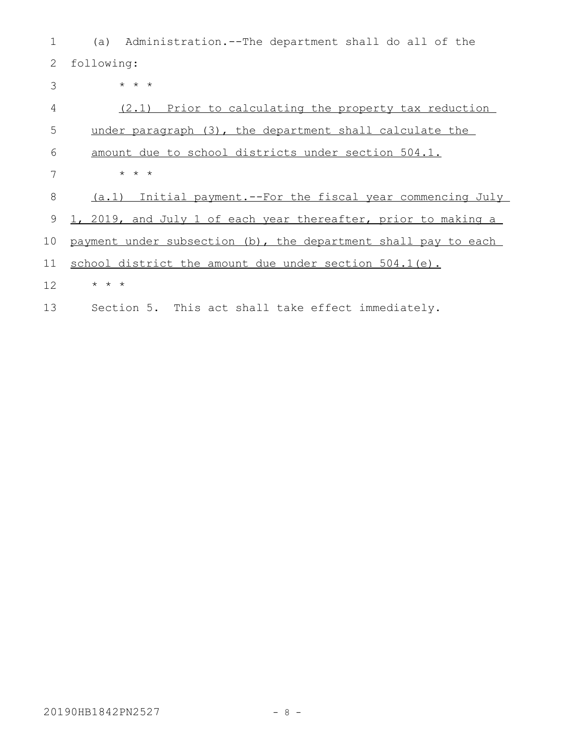(a) Administration.--The department shall do all of the following:

\* \* \*

(2.1) Prior to calculating the property tax reduction under paragraph (3), the department shall calculate the amount due to school districts under section 504.1.

\* \* \*

(a.1) Initial payment.--For the fiscal year commencing July 1, 2019, and July 1 of each year thereafter, prior to making a payment under subsection (b), the department shall pay to each school district the amount due under section 504.1(e).

\* \* \*

Section 5. This act shall take effect immediately.